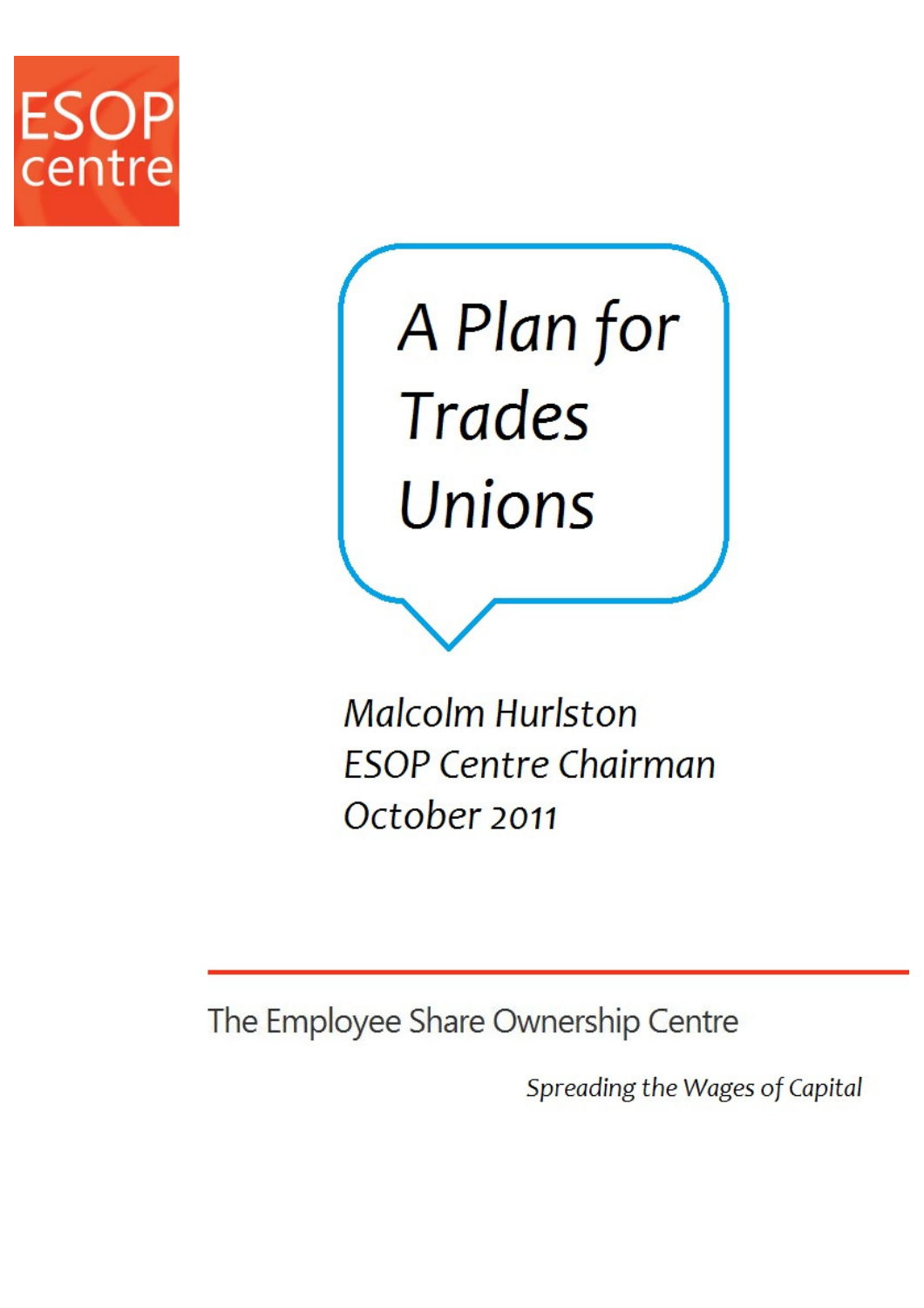ESOP centre

# A Plan for Trades Unions

*Malcolm Hurlston*
*ESOP Centre Chairman*
*October 2011*

The Employee Share Ownership Centre

*Spreading the Wages of Capital*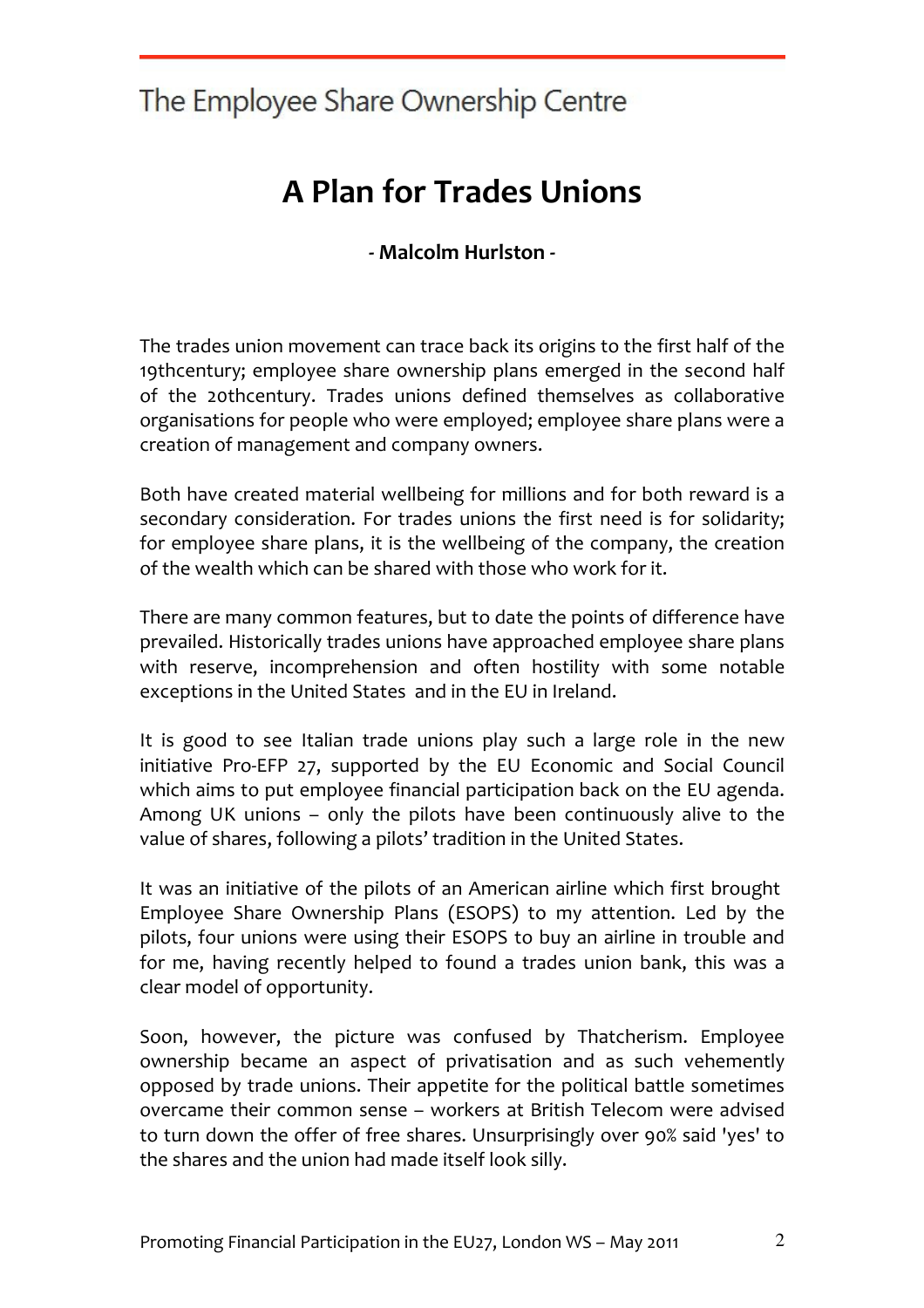The Employee Share Ownership Centre

# A Plan for Trades Unions

**- Malcolm Hurlston -**

The trades union movement can trace back its origins to the first half of the 19thcentury; employee share ownership plans emerged in the second half of the 20thcentury. Trades unions defined themselves as collaborative organisations for people who were employed; employee share plans were a creation of management and company owners.

Both have created material wellbeing for millions and for both reward is a secondary consideration. For trades unions the first need is for solidarity; for employee share plans, it is the wellbeing of the company, the creation of the wealth which can be shared with those who work for it.

There are many common features, but to date the points of difference have prevailed. Historically trades unions have approached employee share plans with reserve, incomprehension and often hostility with some notable exceptions in the United States and in the EU in Ireland.

It is good to see Italian trade unions play such a large role in the new initiative Pro-EFP 27, supported by the EU Economic and Social Council which aims to put employee financial participation back on the EU agenda. Among UK unions – only the pilots have been continuously alive to the value of shares, following a pilots' tradition in the United States.

It was an initiative of the pilots of an American airline which first brought Employee Share Ownership Plans (ESOPS) to my attention. Led by the pilots, four unions were using their ESOPS to buy an airline in trouble and for me, having recently helped to found a trades union bank, this was a clear model of opportunity.

Soon, however, the picture was confused by Thatcherism. Employee ownership became an aspect of privatisation and as such vehemently opposed by trade unions. Their appetite for the political battle sometimes overcame their common sense – workers at British Telecom were advised to turn down the offer of free shares. Unsurprisingly over 90% said 'yes' to the shares and the union had made itself look silly.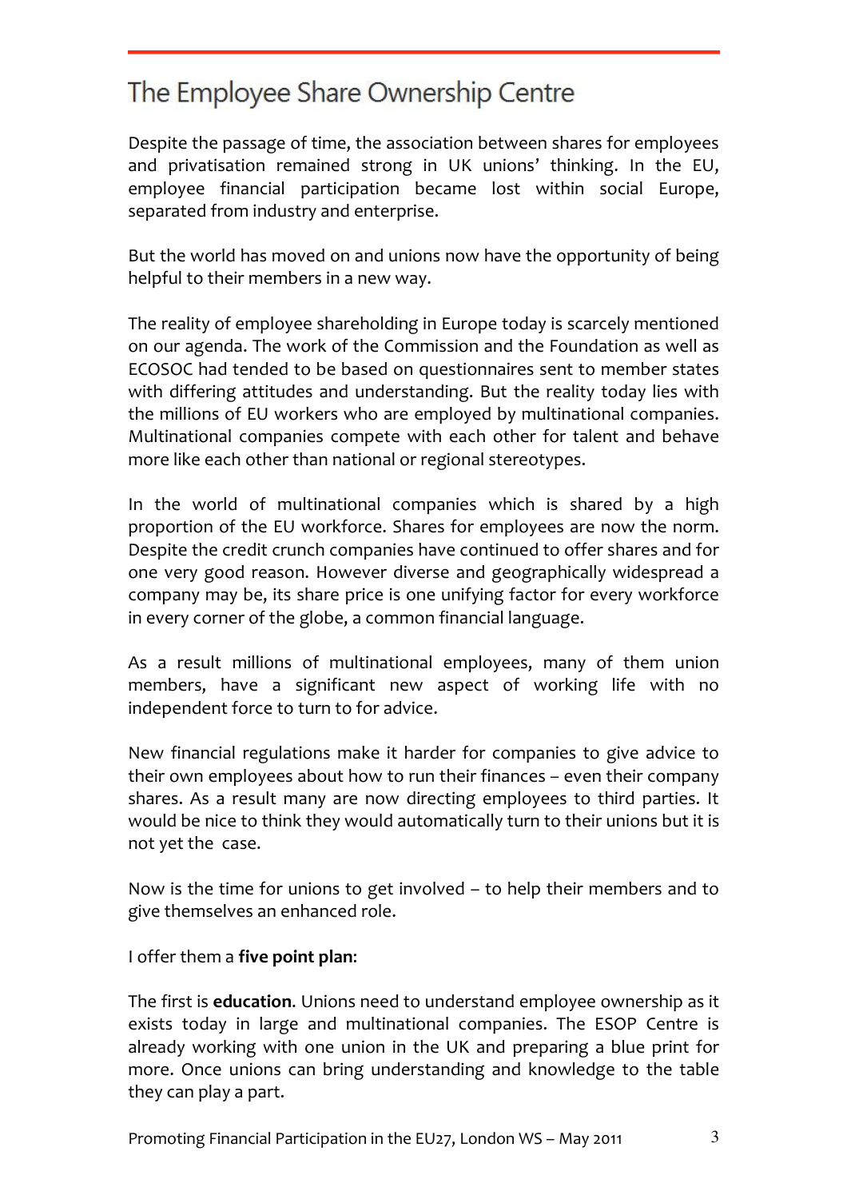## The Employee Share Ownership Centre

Despite the passage of time, the association between shares for employees and privatisation remained strong in UK unions' thinking. In the EU, employee financial participation became lost within social Europe, separated from industry and enterprise.

But the world has moved on and unions now have the opportunity of being helpful to their members in a new way.

The reality of employee shareholding in Europe today is scarcely mentioned on our agenda. The work of the Commission and the Foundation as well as ECOSOC had tended to be based on questionnaires sent to member states with differing attitudes and understanding. But the reality today lies with the millions of EU workers who are employed by multinational companies. Multinational companies compete with each other for talent and behave more like each other than national or regional stereotypes.

In the world of multinational companies which is shared by a high proportion of the EU workforce. Shares for employees are now the norm. Despite the credit crunch companies have continued to offer shares and for one very good reason. However diverse and geographically widespread a company may be, its share price is one unifying factor for every workforce in every corner of the globe, a common financial language.

As a result millions of multinational employees, many of them union members, have a significant new aspect of working life with no independent force to turn to for advice.

New financial regulations make it harder for companies to give advice to their own employees about how to run their finances – even their company shares. As a result many are now directing employees to third parties. It would be nice to think they would automatically turn to their unions but it is not yet the case.

Now is the time for unions to get involved – to help their members and to give themselves an enhanced role.

I offer them a **five point plan**:

The first is **education**. Unions need to understand employee ownership as it exists today in large and multinational companies. The ESOP Centre is already working with one union in the UK and preparing a blue print for more. Once unions can bring understanding and knowledge to the table they can play a part.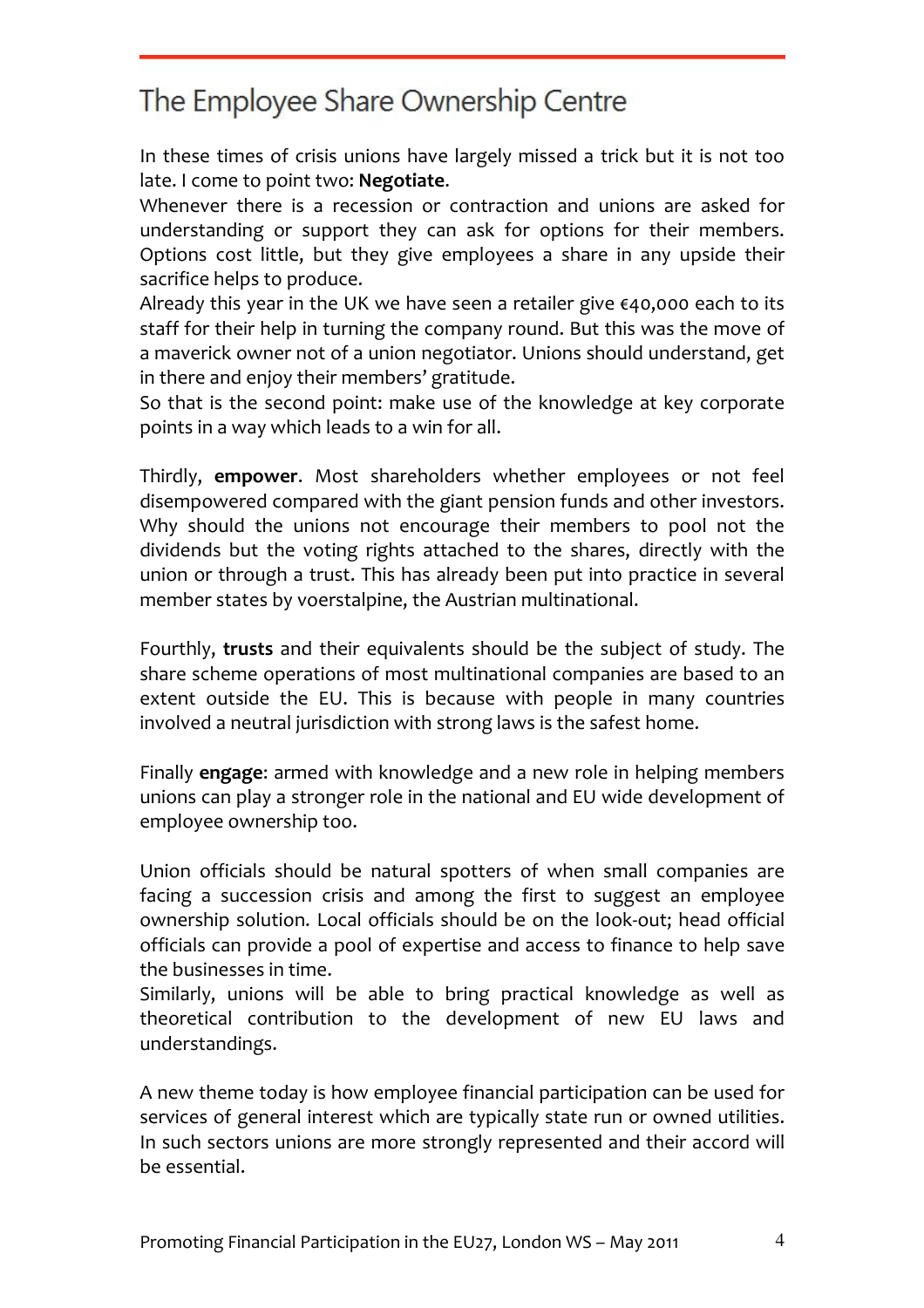In these times of crisis unions have largely missed a trick but it is not too late. I come to point two: **Negotiate**.

Whenever there is a recession or contraction and unions are asked for understanding or support they can ask for options for their members. Options cost little, but they give employees a share in any upside their sacrifice helps to produce.

Already this year in the UK we have seen a retailer give €40,000 each to its staff for their help in turning the company round. But this was the move of a maverick owner not of a union negotiator. Unions should understand, get in there and enjoy their members' gratitude.

So that is the second point: make use of the knowledge at key corporate points in a way which leads to a win for all.

Thirdly, **empower**. Most shareholders whether employees or not feel disempowered compared with the giant pension funds and other investors. Why should the unions not encourage their members to pool not the dividends but the voting rights attached to the shares, directly with the union or through a trust. This has already been put into practice in several member states by voerstalpine, the Austrian multinational.

Fourthly, **trusts** and their equivalents should be the subject of study. The share scheme operations of most multinational companies are based to an extent outside the EU. This is because with people in many countries involved a neutral jurisdiction with strong laws is the safest home.

Finally **engage**: armed with knowledge and a new role in helping members unions can play a stronger role in the national and EU wide development of employee ownership too.

Union officials should be natural spotters of when small companies are facing a succession crisis and among the first to suggest an employee ownership solution. Local officials should be on the look-out; head official officials can provide a pool of expertise and access to finance to help save the businesses in time.

Similarly, unions will be able to bring practical knowledge as well as theoretical contribution to the development of new EU laws and understandings.

A new theme today is how employee financial participation can be used for services of general interest which are typically state run or owned utilities. In such sectors unions are more strongly represented and their accord will be essential.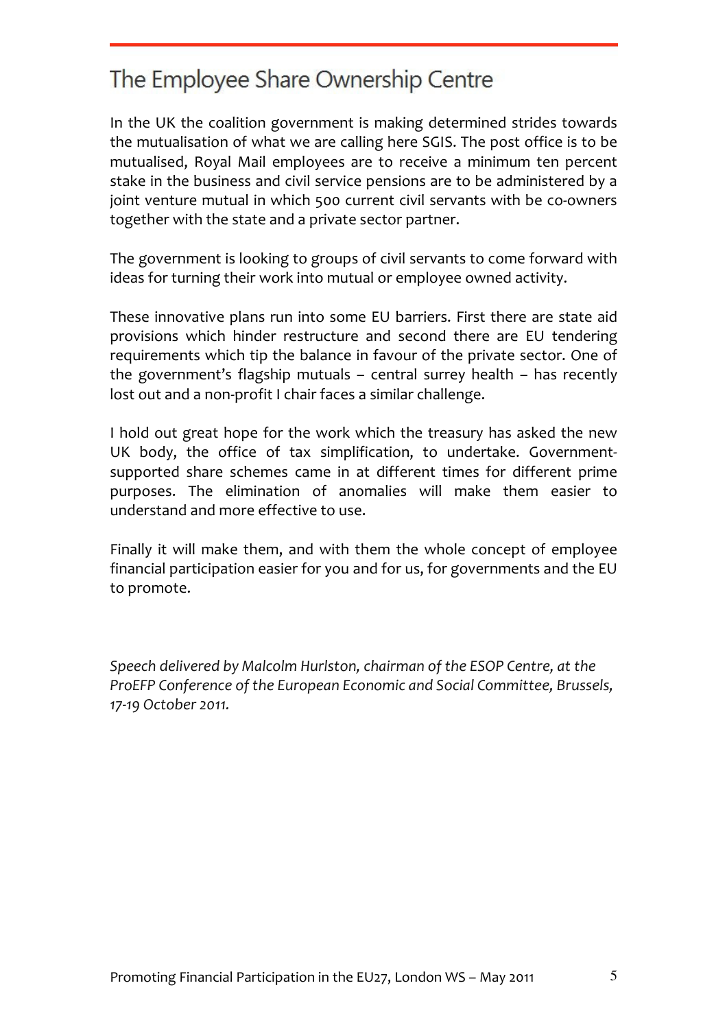## The Employee Share Ownership Centre

In the UK the coalition government is making determined strides towards the mutualisation of what we are calling here SGIS. The post office is to be mutualised, Royal Mail employees are to receive a minimum ten percent stake in the business and civil service pensions are to be administered by a joint venture mutual in which 500 current civil servants with be co-owners together with the state and a private sector partner.

The government is looking to groups of civil servants to come forward with ideas for turning their work into mutual or employee owned activity.

These innovative plans run into some EU barriers. First there are state aid provisions which hinder restructure and second there are EU tendering requirements which tip the balance in favour of the private sector. One of the government's flagship mutuals – central surrey health – has recently lost out and a non-profit I chair faces a similar challenge.

I hold out great hope for the work which the treasury has asked the new UK body, the office of tax simplification, to undertake. Government-supported share schemes came in at different times for different prime purposes. The elimination of anomalies will make them easier to understand and more effective to use.

Finally it will make them, and with them the whole concept of employee financial participation easier for you and for us, for governments and the EU to promote.

*Speech delivered by Malcolm Hurlston, chairman of the ESOP Centre, at the ProEFP Conference of the European Economic and Social Committee, Brussels, 17-19 October 2011.*